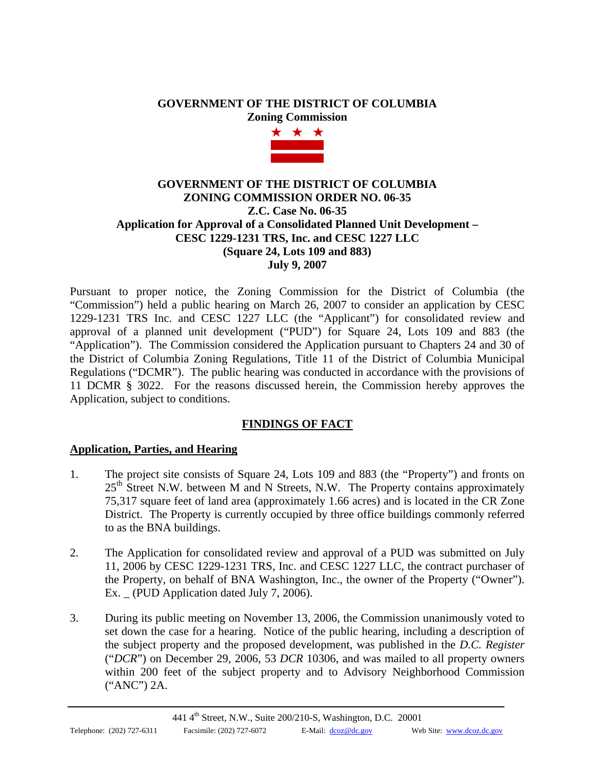**GOVERNMENT OF THE DISTRICT OF COLUMBIA**
**Zoning Commission**

# GOVERNMENT OF THE DISTRICT OF COLUMBIA
# ZONING COMMISSION ORDER NO. 06-35
## Z.C. Case No. 06-35
## Application for Approval of a Consolidated Planned Unit Development – CESC 1229-1231 TRS, Inc. and CESC 1227 LLC (Square 24, Lots 109 and 883)
## July 9, 2007

Pursuant to proper notice, the Zoning Commission for the District of Columbia (the "Commission") held a public hearing on March 26, 2007 to consider an application by CESC 1229-1231 TRS Inc. and CESC 1227 LLC (the "Applicant") for consolidated review and approval of a planned unit development ("PUD") for Square 24, Lots 109 and 883 (the "Application"). The Commission considered the Application pursuant to Chapters 24 and 30 of the District of Columbia Zoning Regulations, Title 11 of the District of Columbia Municipal Regulations ("DCMR"). The public hearing was conducted in accordance with the provisions of 11 DCMR § 3022. For the reasons discussed herein, the Commission hereby approves the Application, subject to conditions.

## FINDINGS OF FACT

### Application, Parties, and Hearing

1. The project site consists of Square 24, Lots 109 and 883 (the "Property") and fronts on 25th Street N.W. between M and N Streets, N.W. The Property contains approximately 75,317 square feet of land area (approximately 1.66 acres) and is located in the CR Zone District. The Property is currently occupied by three office buildings commonly referred to as the BNA buildings.

2. The Application for consolidated review and approval of a PUD was submitted on July 11, 2006 by CESC 1229-1231 TRS, Inc. and CESC 1227 LLC, the contract purchaser of the Property, on behalf of BNA Washington, Inc., the owner of the Property ("Owner"). Ex. _ (PUD Application dated July 7, 2006).

3. During its public meeting on November 13, 2006, the Commission unanimously voted to set down the case for a hearing. Notice of the public hearing, including a description of the subject property and the proposed development, was published in the *D.C. Register* ("*DCR*") on December 29, 2006, 53 *DCR* 10306, and was mailed to all property owners within 200 feet of the subject property and to Advisory Neighborhood Commission ("ANC") 2A.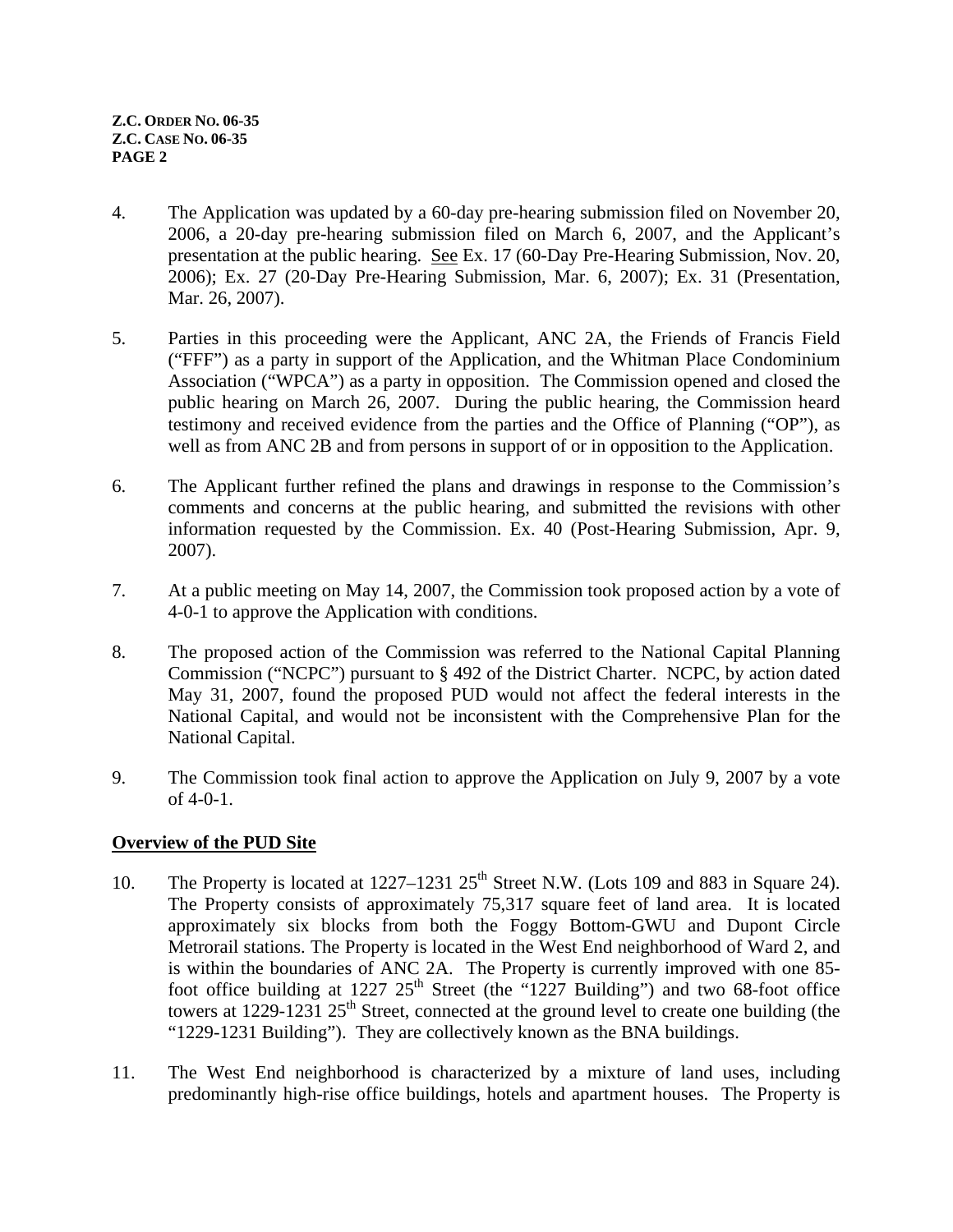4. The Application was updated by a 60-day pre-hearing submission filed on November 20, 2006, a 20-day pre-hearing submission filed on March 6, 2007, and the Applicant's presentation at the public hearing. See Ex. 17 (60-Day Pre-Hearing Submission, Nov. 20, 2006); Ex. 27 (20-Day Pre-Hearing Submission, Mar. 6, 2007); Ex. 31 (Presentation, Mar. 26, 2007).

5. Parties in this proceeding were the Applicant, ANC 2A, the Friends of Francis Field ("FFF") as a party in support of the Application, and the Whitman Place Condominium Association ("WPCA") as a party in opposition. The Commission opened and closed the public hearing on March 26, 2007. During the public hearing, the Commission heard testimony and received evidence from the parties and the Office of Planning ("OP"), as well as from ANC 2B and from persons in support of or in opposition to the Application.

6. The Applicant further refined the plans and drawings in response to the Commission's comments and concerns at the public hearing, and submitted the revisions with other information requested by the Commission. Ex. 40 (Post-Hearing Submission, Apr. 9, 2007).

7. At a public meeting on May 14, 2007, the Commission took proposed action by a vote of 4-0-1 to approve the Application with conditions.

8. The proposed action of the Commission was referred to the National Capital Planning Commission ("NCPC") pursuant to § 492 of the District Charter. NCPC, by action dated May 31, 2007, found the proposed PUD would not affect the federal interests in the National Capital, and would not be inconsistent with the Comprehensive Plan for the National Capital.

9. The Commission took final action to approve the Application on July 9, 2007 by a vote of 4-0-1.

## Overview of the PUD Site

10. The Property is located at 1227–1231 25th Street N.W. (Lots 109 and 883 in Square 24). The Property consists of approximately 75,317 square feet of land area. It is located approximately six blocks from both the Foggy Bottom-GWU and Dupont Circle Metrorail stations. The Property is located in the West End neighborhood of Ward 2, and is within the boundaries of ANC 2A. The Property is currently improved with one 85-foot office building at 1227 25th Street (the "1227 Building") and two 68-foot office towers at 1229-1231 25th Street, connected at the ground level to create one building (the "1229-1231 Building"). They are collectively known as the BNA buildings.

11. The West End neighborhood is characterized by a mixture of land uses, including predominantly high-rise office buildings, hotels and apartment houses. The Property is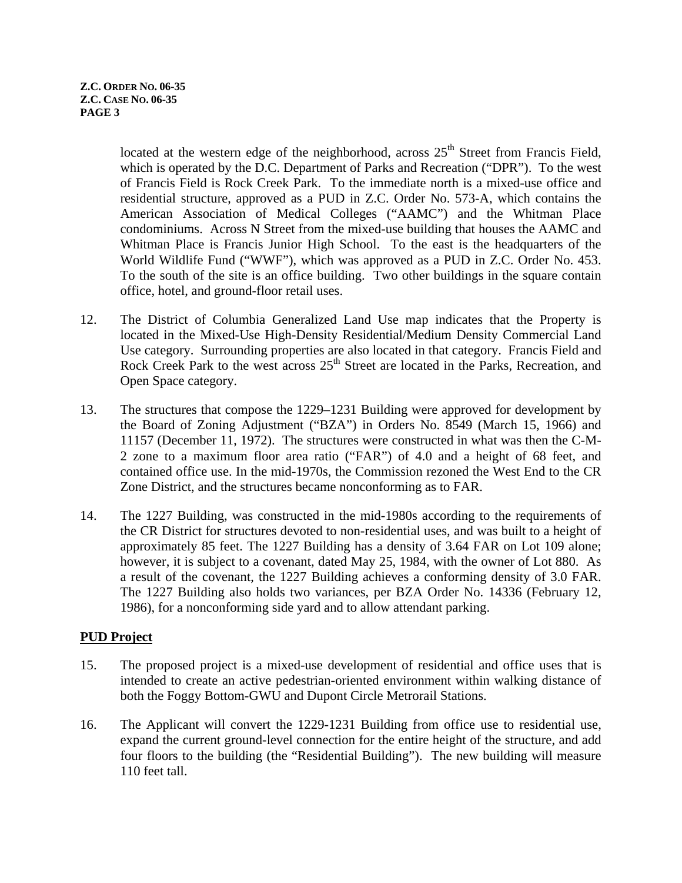located at the western edge of the neighborhood, across 25th Street from Francis Field, which is operated by the D.C. Department of Parks and Recreation ("DPR"). To the west of Francis Field is Rock Creek Park. To the immediate north is a mixed-use office and residential structure, approved as a PUD in Z.C. Order No. 573-A, which contains the American Association of Medical Colleges ("AAMC") and the Whitman Place condominiums. Across N Street from the mixed-use building that houses the AAMC and Whitman Place is Francis Junior High School. To the east is the headquarters of the World Wildlife Fund ("WWF"), which was approved as a PUD in Z.C. Order No. 453. To the south of the site is an office building. Two other buildings in the square contain office, hotel, and ground-floor retail uses.

12. The District of Columbia Generalized Land Use map indicates that the Property is located in the Mixed-Use High-Density Residential/Medium Density Commercial Land Use category. Surrounding properties are also located in that category. Francis Field and Rock Creek Park to the west across 25th Street are located in the Parks, Recreation, and Open Space category.

13. The structures that compose the 1229–1231 Building were approved for development by the Board of Zoning Adjustment ("BZA") in Orders No. 8549 (March 15, 1966) and 11157 (December 11, 1972). The structures were constructed in what was then the C-M-2 zone to a maximum floor area ratio ("FAR") of 4.0 and a height of 68 feet, and contained office use. In the mid-1970s, the Commission rezoned the West End to the CR Zone District, and the structures became nonconforming as to FAR.

14. The 1227 Building, was constructed in the mid-1980s according to the requirements of the CR District for structures devoted to non-residential uses, and was built to a height of approximately 85 feet. The 1227 Building has a density of 3.64 FAR on Lot 109 alone; however, it is subject to a covenant, dated May 25, 1984, with the owner of Lot 880. As a result of the covenant, the 1227 Building achieves a conforming density of 3.0 FAR. The 1227 Building also holds two variances, per BZA Order No. 14336 (February 12, 1986), for a nonconforming side yard and to allow attendant parking.

## PUD Project

15. The proposed project is a mixed-use development of residential and office uses that is intended to create an active pedestrian-oriented environment within walking distance of both the Foggy Bottom-GWU and Dupont Circle Metrorail Stations.

16. The Applicant will convert the 1229-1231 Building from office use to residential use, expand the current ground-level connection for the entire height of the structure, and add four floors to the building (the "Residential Building"). The new building will measure 110 feet tall.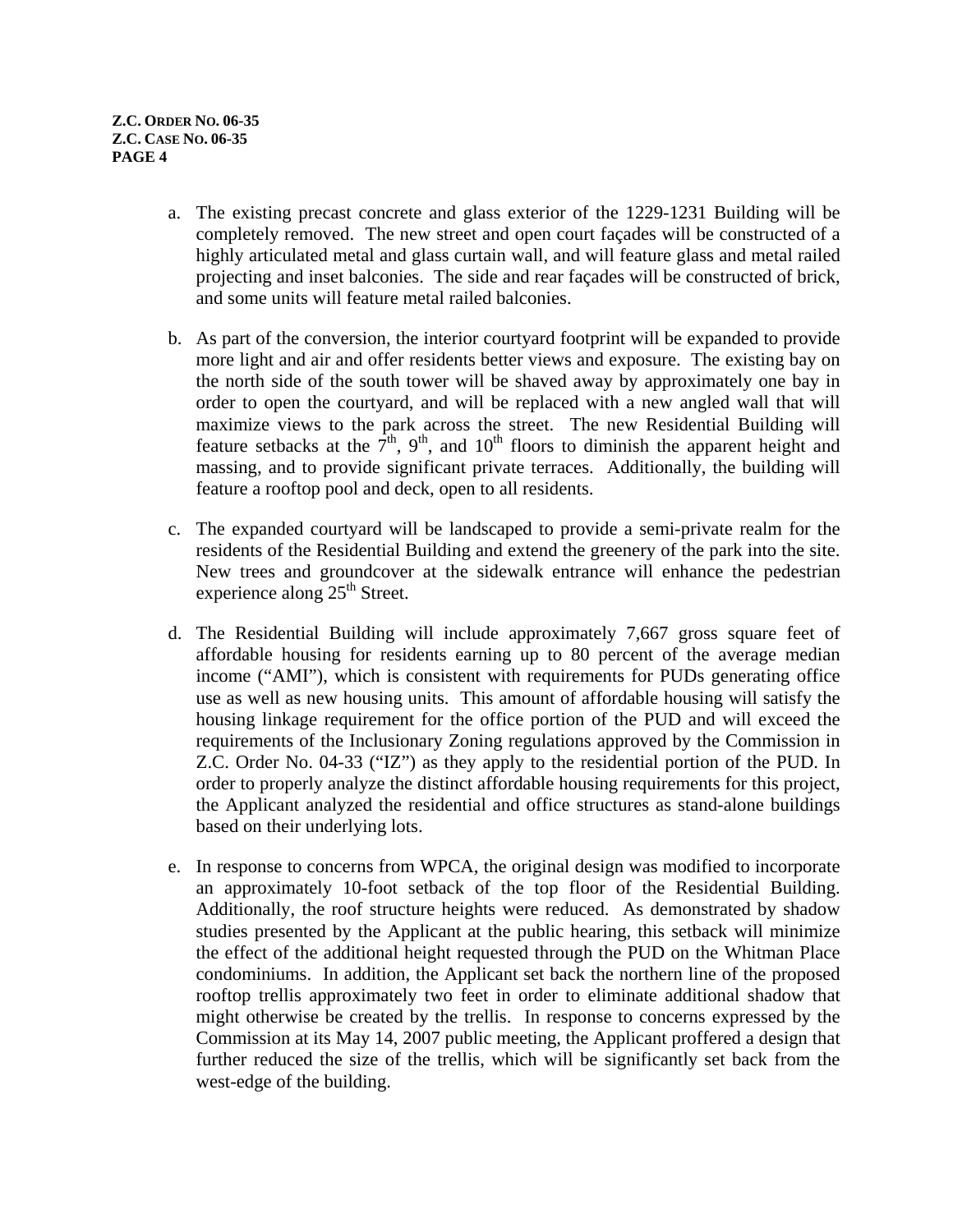a. The existing precast concrete and glass exterior of the 1229-1231 Building will be completely removed. The new street and open court façades will be constructed of a highly articulated metal and glass curtain wall, and will feature glass and metal railed projecting and inset balconies. The side and rear façades will be constructed of brick, and some units will feature metal railed balconies.

b. As part of the conversion, the interior courtyard footprint will be expanded to provide more light and air and offer residents better views and exposure. The existing bay on the north side of the south tower will be shaved away by approximately one bay in order to open the courtyard, and will be replaced with a new angled wall that will maximize views to the park across the street. The new Residential Building will feature setbacks at the 7th, 9th, and 10th floors to diminish the apparent height and massing, and to provide significant private terraces. Additionally, the building will feature a rooftop pool and deck, open to all residents.

c. The expanded courtyard will be landscaped to provide a semi-private realm for the residents of the Residential Building and extend the greenery of the park into the site. New trees and groundcover at the sidewalk entrance will enhance the pedestrian experience along 25th Street.

d. The Residential Building will include approximately 7,667 gross square feet of affordable housing for residents earning up to 80 percent of the average median income ("AMI"), which is consistent with requirements for PUDs generating office use as well as new housing units. This amount of affordable housing will satisfy the housing linkage requirement for the office portion of the PUD and will exceed the requirements of the Inclusionary Zoning regulations approved by the Commission in Z.C. Order No. 04-33 ("IZ") as they apply to the residential portion of the PUD. In order to properly analyze the distinct affordable housing requirements for this project, the Applicant analyzed the residential and office structures as stand-alone buildings based on their underlying lots.

e. In response to concerns from WPCA, the original design was modified to incorporate an approximately 10-foot setback of the top floor of the Residential Building. Additionally, the roof structure heights were reduced. As demonstrated by shadow studies presented by the Applicant at the public hearing, this setback will minimize the effect of the additional height requested through the PUD on the Whitman Place condominiums. In addition, the Applicant set back the northern line of the proposed rooftop trellis approximately two feet in order to eliminate additional shadow that might otherwise be created by the trellis. In response to concerns expressed by the Commission at its May 14, 2007 public meeting, the Applicant proffered a design that further reduced the size of the trellis, which will be significantly set back from the west-edge of the building.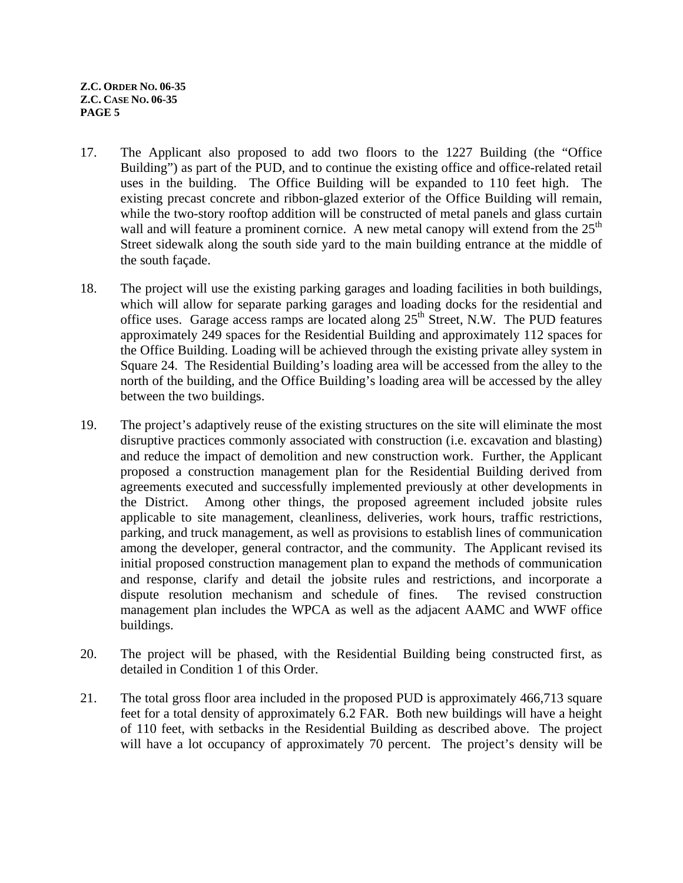17. The Applicant also proposed to add two floors to the 1227 Building (the "Office Building") as part of the PUD, and to continue the existing office and office-related retail uses in the building. The Office Building will be expanded to 110 feet high. The existing precast concrete and ribbon-glazed exterior of the Office Building will remain, while the two-story rooftop addition will be constructed of metal panels and glass curtain wall and will feature a prominent cornice. A new metal canopy will extend from the 25th Street sidewalk along the south side yard to the main building entrance at the middle of the south façade.

18. The project will use the existing parking garages and loading facilities in both buildings, which will allow for separate parking garages and loading docks for the residential and office uses. Garage access ramps are located along 25th Street, N.W. The PUD features approximately 249 spaces for the Residential Building and approximately 112 spaces for the Office Building. Loading will be achieved through the existing private alley system in Square 24. The Residential Building's loading area will be accessed from the alley to the north of the building, and the Office Building's loading area will be accessed by the alley between the two buildings.

19. The project's adaptively reuse of the existing structures on the site will eliminate the most disruptive practices commonly associated with construction (i.e. excavation and blasting) and reduce the impact of demolition and new construction work. Further, the Applicant proposed a construction management plan for the Residential Building derived from agreements executed and successfully implemented previously at other developments in the District. Among other things, the proposed agreement included jobsite rules applicable to site management, cleanliness, deliveries, work hours, traffic restrictions, parking, and truck management, as well as provisions to establish lines of communication among the developer, general contractor, and the community. The Applicant revised its initial proposed construction management plan to expand the methods of communication and response, clarify and detail the jobsite rules and restrictions, and incorporate a dispute resolution mechanism and schedule of fines. The revised construction management plan includes the WPCA as well as the adjacent AAMC and WWF office buildings.

20. The project will be phased, with the Residential Building being constructed first, as detailed in Condition 1 of this Order.

21. The total gross floor area included in the proposed PUD is approximately 466,713 square feet for a total density of approximately 6.2 FAR. Both new buildings will have a height of 110 feet, with setbacks in the Residential Building as described above. The project will have a lot occupancy of approximately 70 percent. The project's density will be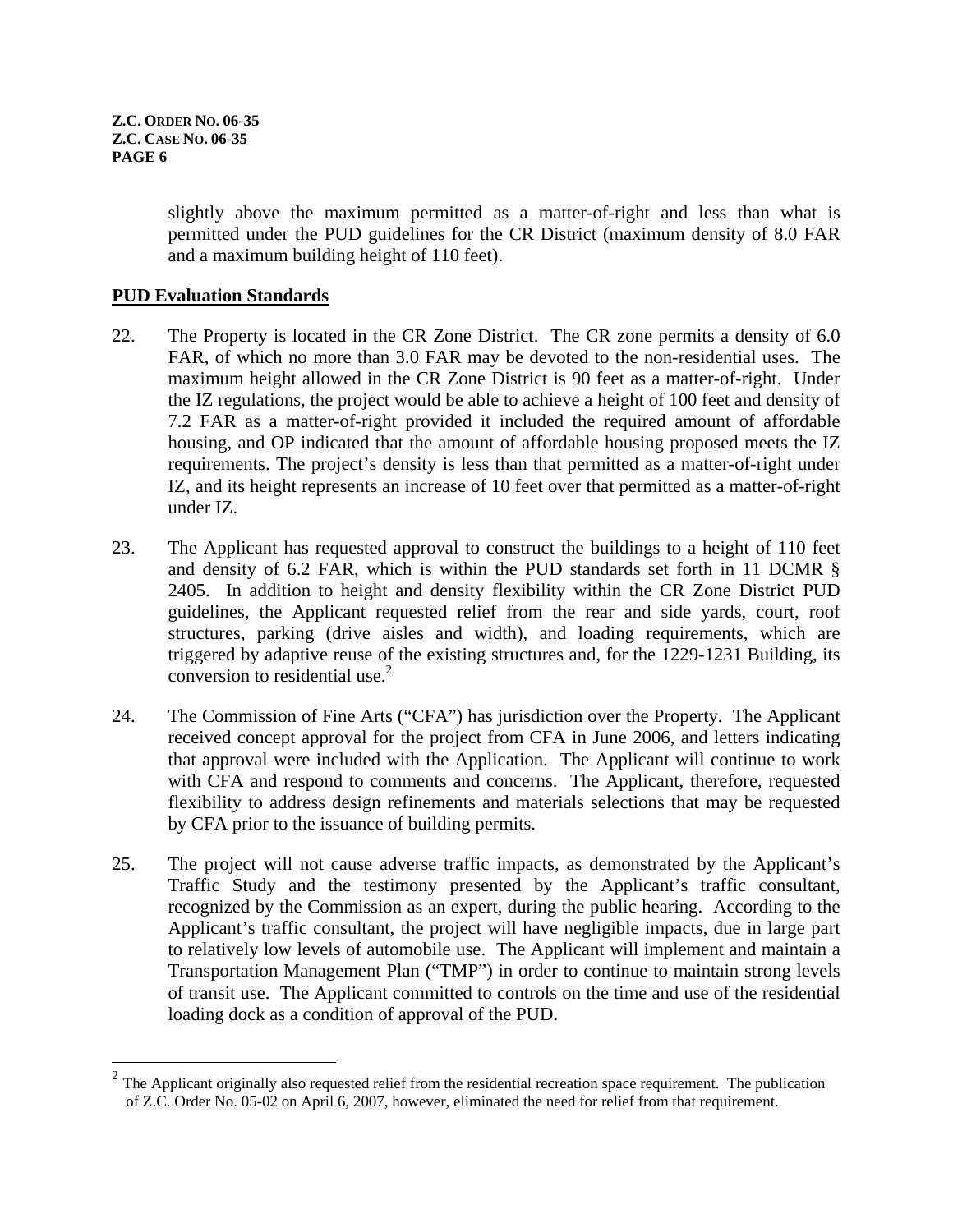slightly above the maximum permitted as a matter-of-right and less than what is permitted under the PUD guidelines for the CR District (maximum density of 8.0 FAR and a maximum building height of 110 feet).

## PUD Evaluation Standards

22. The Property is located in the CR Zone District. The CR zone permits a density of 6.0 FAR, of which no more than 3.0 FAR may be devoted to the non-residential uses. The maximum height allowed in the CR Zone District is 90 feet as a matter-of-right. Under the IZ regulations, the project would be able to achieve a height of 100 feet and density of 7.2 FAR as a matter-of-right provided it included the required amount of affordable housing, and OP indicated that the amount of affordable housing proposed meets the IZ requirements. The project's density is less than that permitted as a matter-of-right under IZ, and its height represents an increase of 10 feet over that permitted as a matter-of-right under IZ.

23. The Applicant has requested approval to construct the buildings to a height of 110 feet and density of 6.2 FAR, which is within the PUD standards set forth in 11 DCMR § 2405. In addition to height and density flexibility within the CR Zone District PUD guidelines, the Applicant requested relief from the rear and side yards, court, roof structures, parking (drive aisles and width), and loading requirements, which are triggered by adaptive reuse of the existing structures and, for the 1229-1231 Building, its conversion to residential use.[2]

24. The Commission of Fine Arts ("CFA") has jurisdiction over the Property. The Applicant received concept approval for the project from CFA in June 2006, and letters indicating that approval were included with the Application. The Applicant will continue to work with CFA and respond to comments and concerns. The Applicant, therefore, requested flexibility to address design refinements and materials selections that may be requested by CFA prior to the issuance of building permits.

25. The project will not cause adverse traffic impacts, as demonstrated by the Applicant's Traffic Study and the testimony presented by the Applicant's traffic consultant, recognized by the Commission as an expert, during the public hearing. According to the Applicant's traffic consultant, the project will have negligible impacts, due in large part to relatively low levels of automobile use. The Applicant will implement and maintain a Transportation Management Plan ("TMP") in order to continue to maintain strong levels of transit use. The Applicant committed to controls on the time and use of the residential loading dock as a condition of approval of the PUD.

---

[2] The Applicant originally also requested relief from the residential recreation space requirement. The publication of Z.C. Order No. 05-02 on April 6, 2007, however, eliminated the need for relief from that requirement.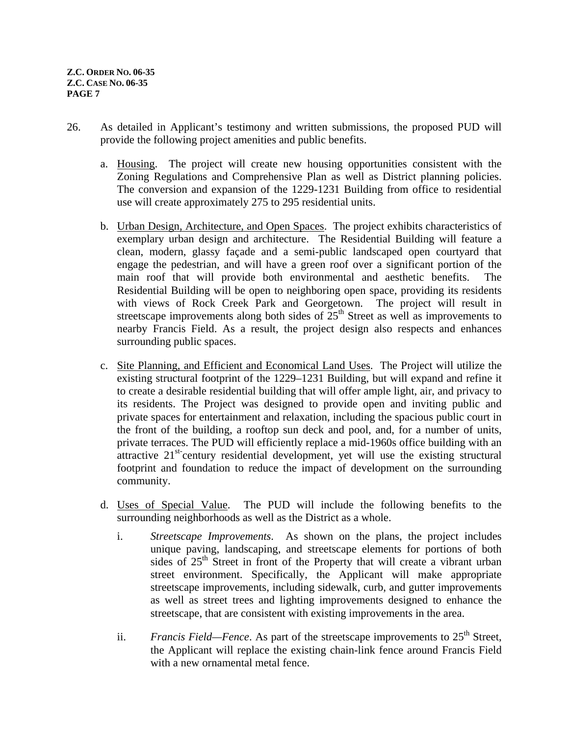26. As detailed in Applicant's testimony and written submissions, the proposed PUD will provide the following project amenities and public benefits.

    a. Housing. The project will create new housing opportunities consistent with the Zoning Regulations and Comprehensive Plan as well as District planning policies. The conversion and expansion of the 1229-1231 Building from office to residential use will create approximately 275 to 295 residential units.

    b. Urban Design, Architecture, and Open Spaces. The project exhibits characteristics of exemplary urban design and architecture. The Residential Building will feature a clean, modern, glassy façade and a semi-public landscaped open courtyard that engage the pedestrian, and will have a green roof over a significant portion of the main roof that will provide both environmental and aesthetic benefits. The Residential Building will be open to neighboring open space, providing its residents with views of Rock Creek Park and Georgetown. The project will result in streetscape improvements along both sides of 25th Street as well as improvements to nearby Francis Field. As a result, the project design also respects and enhances surrounding public spaces.

    c. Site Planning, and Efficient and Economical Land Uses. The Project will utilize the existing structural footprint of the 1229–1231 Building, but will expand and refine it to create a desirable residential building that will offer ample light, air, and privacy to its residents. The Project was designed to provide open and inviting public and private spaces for entertainment and relaxation, including the spacious public court in the front of the building, a rooftop sun deck and pool, and, for a number of units, private terraces. The PUD will efficiently replace a mid-1960s office building with an attractive 21st-century residential development, yet will use the existing structural footprint and foundation to reduce the impact of development on the surrounding community.

    d. Uses of Special Value. The PUD will include the following benefits to the surrounding neighborhoods as well as the District as a whole.

        i. *Streetscape Improvements*. As shown on the plans, the project includes unique paving, landscaping, and streetscape elements for portions of both sides of 25th Street in front of the Property that will create a vibrant urban street environment. Specifically, the Applicant will make appropriate streetscape improvements, including sidewalk, curb, and gutter improvements as well as street trees and lighting improvements designed to enhance the streetscape, that are consistent with existing improvements in the area.

        ii. *Francis Field—Fence*. As part of the streetscape improvements to 25th Street, the Applicant will replace the existing chain-link fence around Francis Field with a new ornamental metal fence.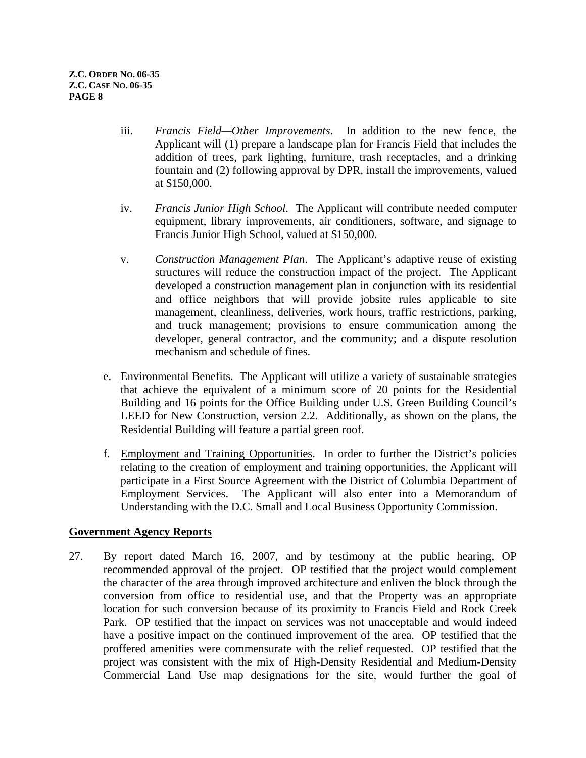iii. *Francis Field—Other Improvements*. In addition to the new fence, the Applicant will (1) prepare a landscape plan for Francis Field that includes the addition of trees, park lighting, furniture, trash receptacles, and a drinking fountain and (2) following approval by DPR, install the improvements, valued at $150,000.

iv. *Francis Junior High School*. The Applicant will contribute needed computer equipment, library improvements, air conditioners, software, and signage to Francis Junior High School, valued at $150,000.

v. *Construction Management Plan*. The Applicant's adaptive reuse of existing structures will reduce the construction impact of the project. The Applicant developed a construction management plan in conjunction with its residential and office neighbors that will provide jobsite rules applicable to site management, cleanliness, deliveries, work hours, traffic restrictions, parking, and truck management; provisions to ensure communication among the developer, general contractor, and the community; and a dispute resolution mechanism and schedule of fines.

e. Environmental Benefits. The Applicant will utilize a variety of sustainable strategies that achieve the equivalent of a minimum score of 20 points for the Residential Building and 16 points for the Office Building under U.S. Green Building Council's LEED for New Construction, version 2.2. Additionally, as shown on the plans, the Residential Building will feature a partial green roof.

f. Employment and Training Opportunities. In order to further the District's policies relating to the creation of employment and training opportunities, the Applicant will participate in a First Source Agreement with the District of Columbia Department of Employment Services. The Applicant will also enter into a Memorandum of Understanding with the D.C. Small and Local Business Opportunity Commission.

## Government Agency Reports

27. By report dated March 16, 2007, and by testimony at the public hearing, OP recommended approval of the project. OP testified that the project would complement the character of the area through improved architecture and enliven the block through the conversion from office to residential use, and that the Property was an appropriate location for such conversion because of its proximity to Francis Field and Rock Creek Park. OP testified that the impact on services was not unacceptable and would indeed have a positive impact on the continued improvement of the area. OP testified that the proffered amenities were commensurate with the relief requested. OP testified that the project was consistent with the mix of High-Density Residential and Medium-Density Commercial Land Use map designations for the site, would further the goal of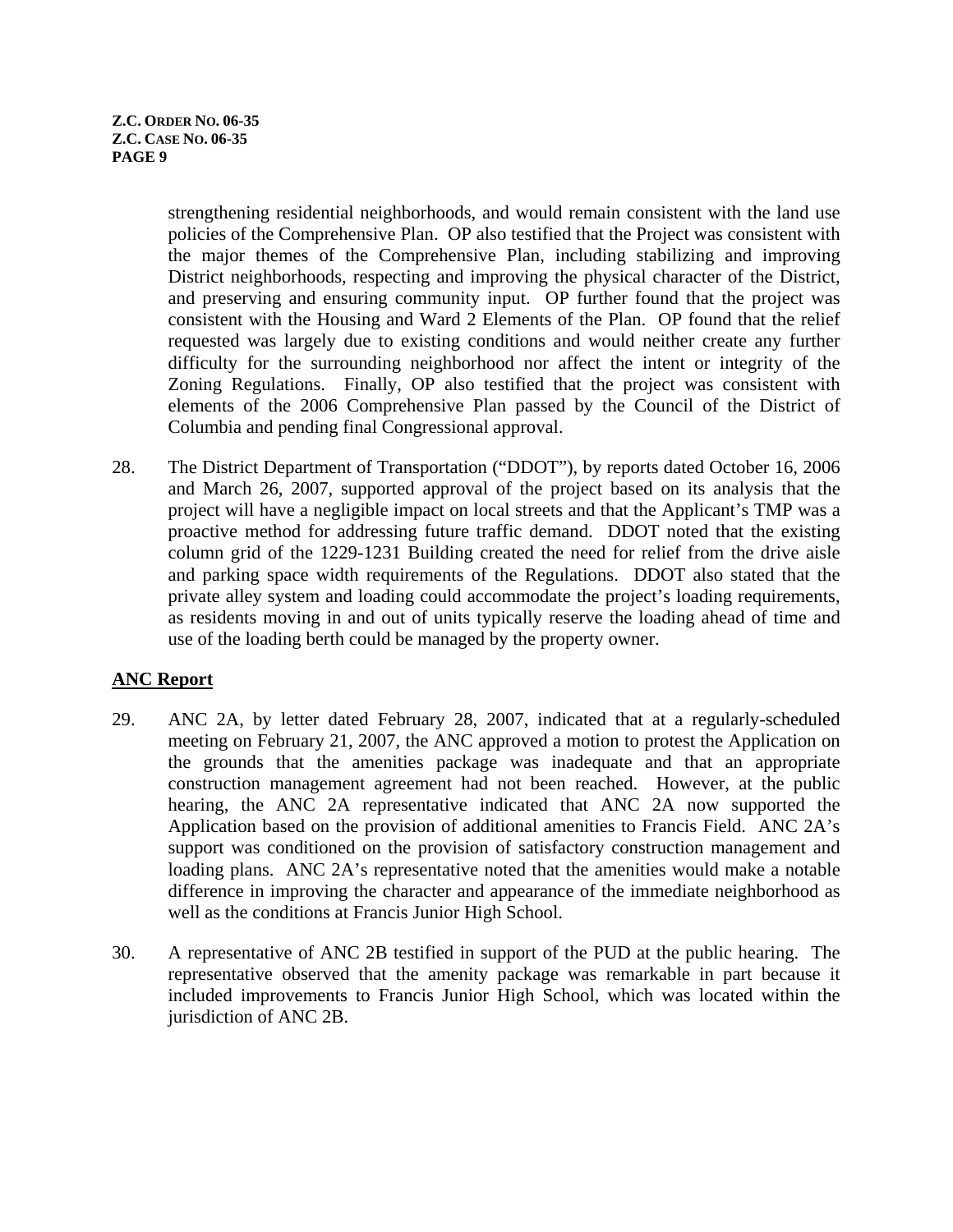strengthening residential neighborhoods, and would remain consistent with the land use policies of the Comprehensive Plan. OP also testified that the Project was consistent with the major themes of the Comprehensive Plan, including stabilizing and improving District neighborhoods, respecting and improving the physical character of the District, and preserving and ensuring community input. OP further found that the project was consistent with the Housing and Ward 2 Elements of the Plan. OP found that the relief requested was largely due to existing conditions and would neither create any further difficulty for the surrounding neighborhood nor affect the intent or integrity of the Zoning Regulations. Finally, OP also testified that the project was consistent with elements of the 2006 Comprehensive Plan passed by the Council of the District of Columbia and pending final Congressional approval.

28. The District Department of Transportation ("DDOT"), by reports dated October 16, 2006 and March 26, 2007, supported approval of the project based on its analysis that the project will have a negligible impact on local streets and that the Applicant's TMP was a proactive method for addressing future traffic demand. DDOT noted that the existing column grid of the 1229-1231 Building created the need for relief from the drive aisle and parking space width requirements of the Regulations. DDOT also stated that the private alley system and loading could accommodate the project's loading requirements, as residents moving in and out of units typically reserve the loading ahead of time and use of the loading berth could be managed by the property owner.

## ANC Report

29. ANC 2A, by letter dated February 28, 2007, indicated that at a regularly-scheduled meeting on February 21, 2007, the ANC approved a motion to protest the Application on the grounds that the amenities package was inadequate and that an appropriate construction management agreement had not been reached. However, at the public hearing, the ANC 2A representative indicated that ANC 2A now supported the Application based on the provision of additional amenities to Francis Field. ANC 2A's support was conditioned on the provision of satisfactory construction management and loading plans. ANC 2A's representative noted that the amenities would make a notable difference in improving the character and appearance of the immediate neighborhood as well as the conditions at Francis Junior High School.

30. A representative of ANC 2B testified in support of the PUD at the public hearing. The representative observed that the amenity package was remarkable in part because it included improvements to Francis Junior High School, which was located within the jurisdiction of ANC 2B.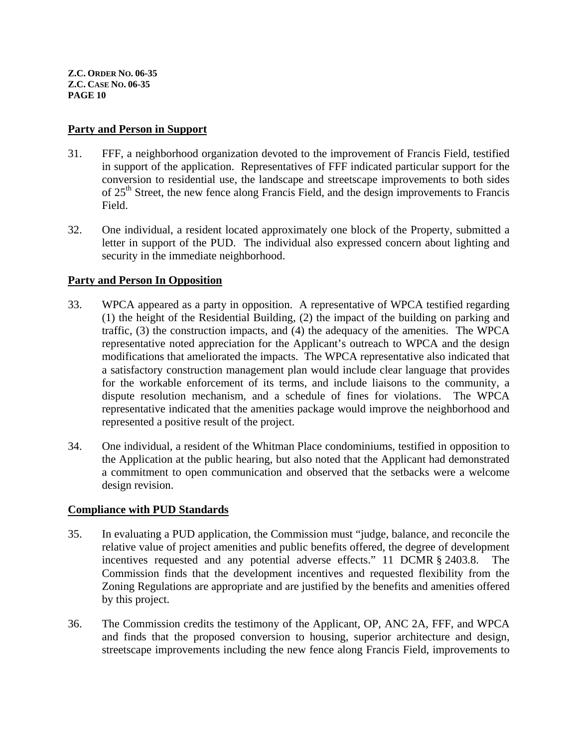## Party and Person in Support

31. FFF, a neighborhood organization devoted to the improvement of Francis Field, testified in support of the application. Representatives of FFF indicated particular support for the conversion to residential use, the landscape and streetscape improvements to both sides of 25th Street, the new fence along Francis Field, and the design improvements to Francis Field.

32. One individual, a resident located approximately one block of the Property, submitted a letter in support of the PUD. The individual also expressed concern about lighting and security in the immediate neighborhood.

## Party and Person In Opposition

33. WPCA appeared as a party in opposition. A representative of WPCA testified regarding (1) the height of the Residential Building, (2) the impact of the building on parking and traffic, (3) the construction impacts, and (4) the adequacy of the amenities. The WPCA representative noted appreciation for the Applicant's outreach to WPCA and the design modifications that ameliorated the impacts. The WPCA representative also indicated that a satisfactory construction management plan would include clear language that provides for the workable enforcement of its terms, and include liaisons to the community, a dispute resolution mechanism, and a schedule of fines for violations. The WPCA representative indicated that the amenities package would improve the neighborhood and represented a positive result of the project.

34. One individual, a resident of the Whitman Place condominiums, testified in opposition to the Application at the public hearing, but also noted that the Applicant had demonstrated a commitment to open communication and observed that the setbacks were a welcome design revision.

## Compliance with PUD Standards

35. In evaluating a PUD application, the Commission must "judge, balance, and reconcile the relative value of project amenities and public benefits offered, the degree of development incentives requested and any potential adverse effects." 11 DCMR § 2403.8. The Commission finds that the development incentives and requested flexibility from the Zoning Regulations are appropriate and are justified by the benefits and amenities offered by this project.

36. The Commission credits the testimony of the Applicant, OP, ANC 2A, FFF, and WPCA and finds that the proposed conversion to housing, superior architecture and design, streetscape improvements including the new fence along Francis Field, improvements to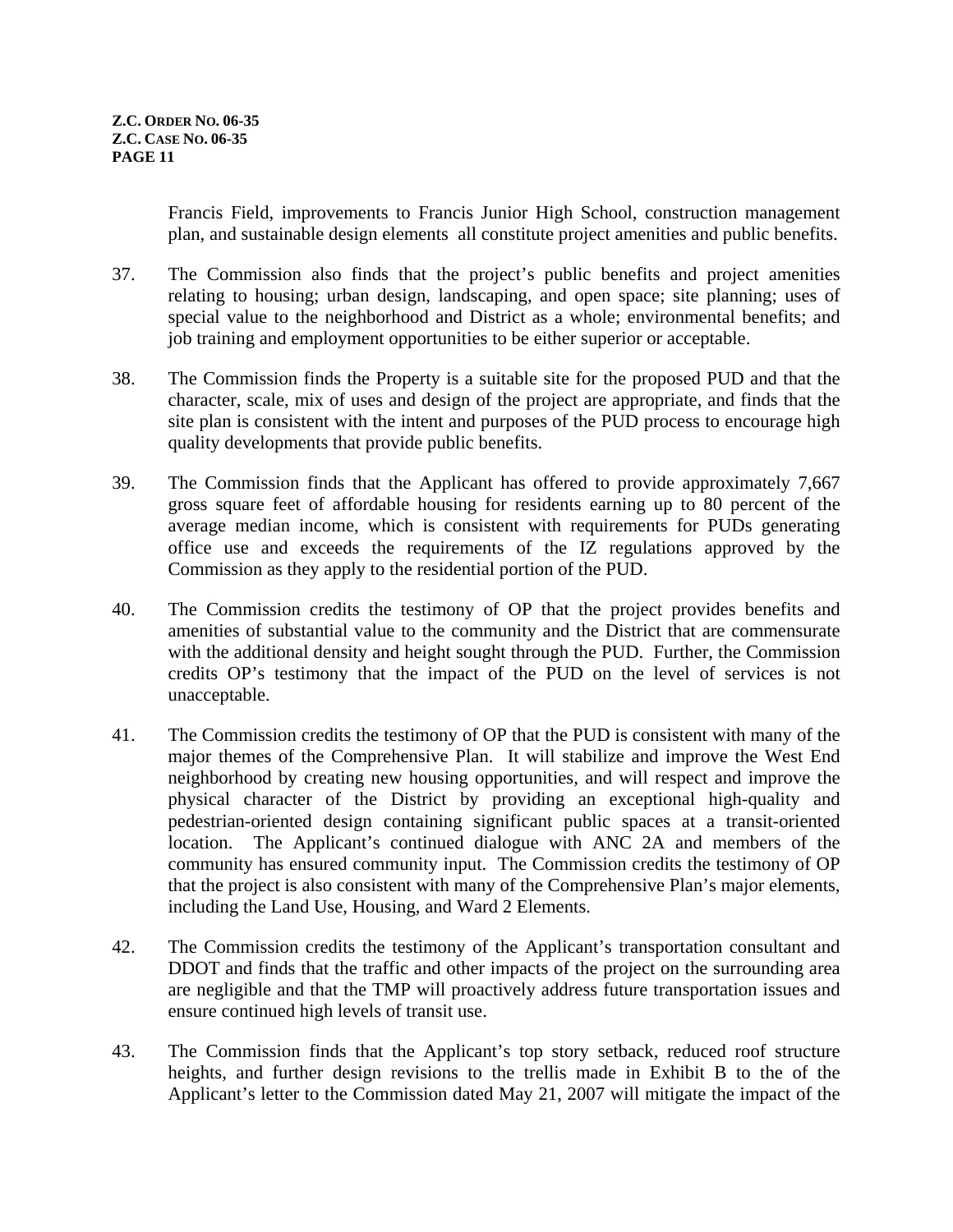Francis Field, improvements to Francis Junior High School, construction management plan, and sustainable design elements all constitute project amenities and public benefits.

37. The Commission also finds that the project's public benefits and project amenities relating to housing; urban design, landscaping, and open space; site planning; uses of special value to the neighborhood and District as a whole; environmental benefits; and job training and employment opportunities to be either superior or acceptable.

38. The Commission finds the Property is a suitable site for the proposed PUD and that the character, scale, mix of uses and design of the project are appropriate, and finds that the site plan is consistent with the intent and purposes of the PUD process to encourage high quality developments that provide public benefits.

39. The Commission finds that the Applicant has offered to provide approximately 7,667 gross square feet of affordable housing for residents earning up to 80 percent of the average median income, which is consistent with requirements for PUDs generating office use and exceeds the requirements of the IZ regulations approved by the Commission as they apply to the residential portion of the PUD.

40. The Commission credits the testimony of OP that the project provides benefits and amenities of substantial value to the community and the District that are commensurate with the additional density and height sought through the PUD. Further, the Commission credits OP's testimony that the impact of the PUD on the level of services is not unacceptable.

41. The Commission credits the testimony of OP that the PUD is consistent with many of the major themes of the Comprehensive Plan. It will stabilize and improve the West End neighborhood by creating new housing opportunities, and will respect and improve the physical character of the District by providing an exceptional high-quality and pedestrian-oriented design containing significant public spaces at a transit-oriented location. The Applicant's continued dialogue with ANC 2A and members of the community has ensured community input. The Commission credits the testimony of OP that the project is also consistent with many of the Comprehensive Plan's major elements, including the Land Use, Housing, and Ward 2 Elements.

42. The Commission credits the testimony of the Applicant's transportation consultant and DDOT and finds that the traffic and other impacts of the project on the surrounding area are negligible and that the TMP will proactively address future transportation issues and ensure continued high levels of transit use.

43. The Commission finds that the Applicant's top story setback, reduced roof structure heights, and further design revisions to the trellis made in Exhibit B to the of the Applicant's letter to the Commission dated May 21, 2007 will mitigate the impact of the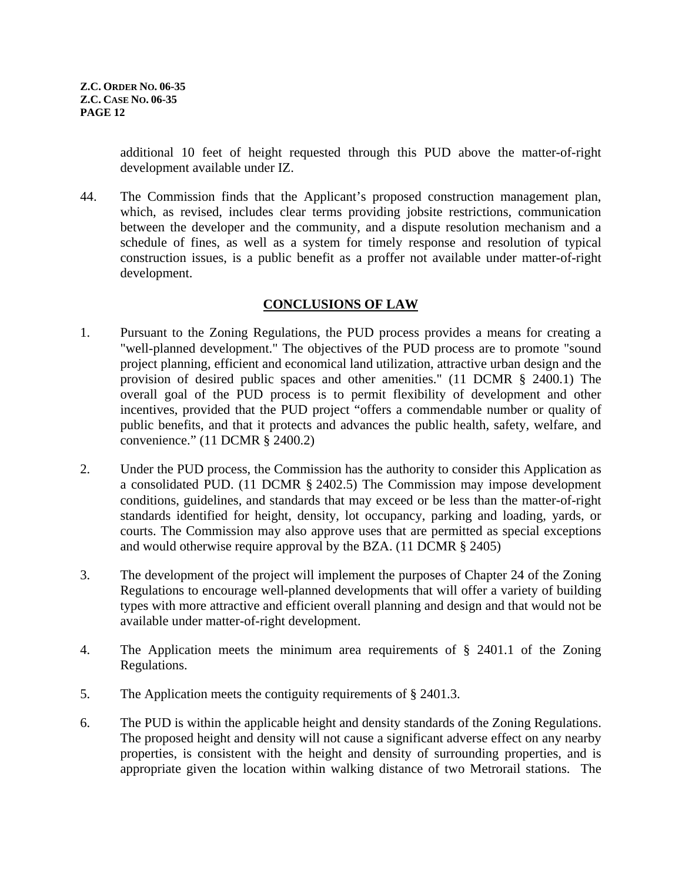additional 10 feet of height requested through this PUD above the matter-of-right development available under IZ.

44. The Commission finds that the Applicant's proposed construction management plan, which, as revised, includes clear terms providing jobsite restrictions, communication between the developer and the community, and a dispute resolution mechanism and a schedule of fines, as well as a system for timely response and resolution of typical construction issues, is a public benefit as a proffer not available under matter-of-right development.

## CONCLUSIONS OF LAW

1. Pursuant to the Zoning Regulations, the PUD process provides a means for creating a "well-planned development." The objectives of the PUD process are to promote "sound project planning, efficient and economical land utilization, attractive urban design and the provision of desired public spaces and other amenities." (11 DCMR § 2400.1) The overall goal of the PUD process is to permit flexibility of development and other incentives, provided that the PUD project "offers a commendable number or quality of public benefits, and that it protects and advances the public health, safety, welfare, and convenience." (11 DCMR § 2400.2)

2. Under the PUD process, the Commission has the authority to consider this Application as a consolidated PUD. (11 DCMR § 2402.5) The Commission may impose development conditions, guidelines, and standards that may exceed or be less than the matter-of-right standards identified for height, density, lot occupancy, parking and loading, yards, or courts. The Commission may also approve uses that are permitted as special exceptions and would otherwise require approval by the BZA. (11 DCMR § 2405)

3. The development of the project will implement the purposes of Chapter 24 of the Zoning Regulations to encourage well-planned developments that will offer a variety of building types with more attractive and efficient overall planning and design and that would not be available under matter-of-right development.

4. The Application meets the minimum area requirements of § 2401.1 of the Zoning Regulations.

5. The Application meets the contiguity requirements of § 2401.3.

6. The PUD is within the applicable height and density standards of the Zoning Regulations. The proposed height and density will not cause a significant adverse effect on any nearby properties, is consistent with the height and density of surrounding properties, and is appropriate given the location within walking distance of two Metrorail stations. The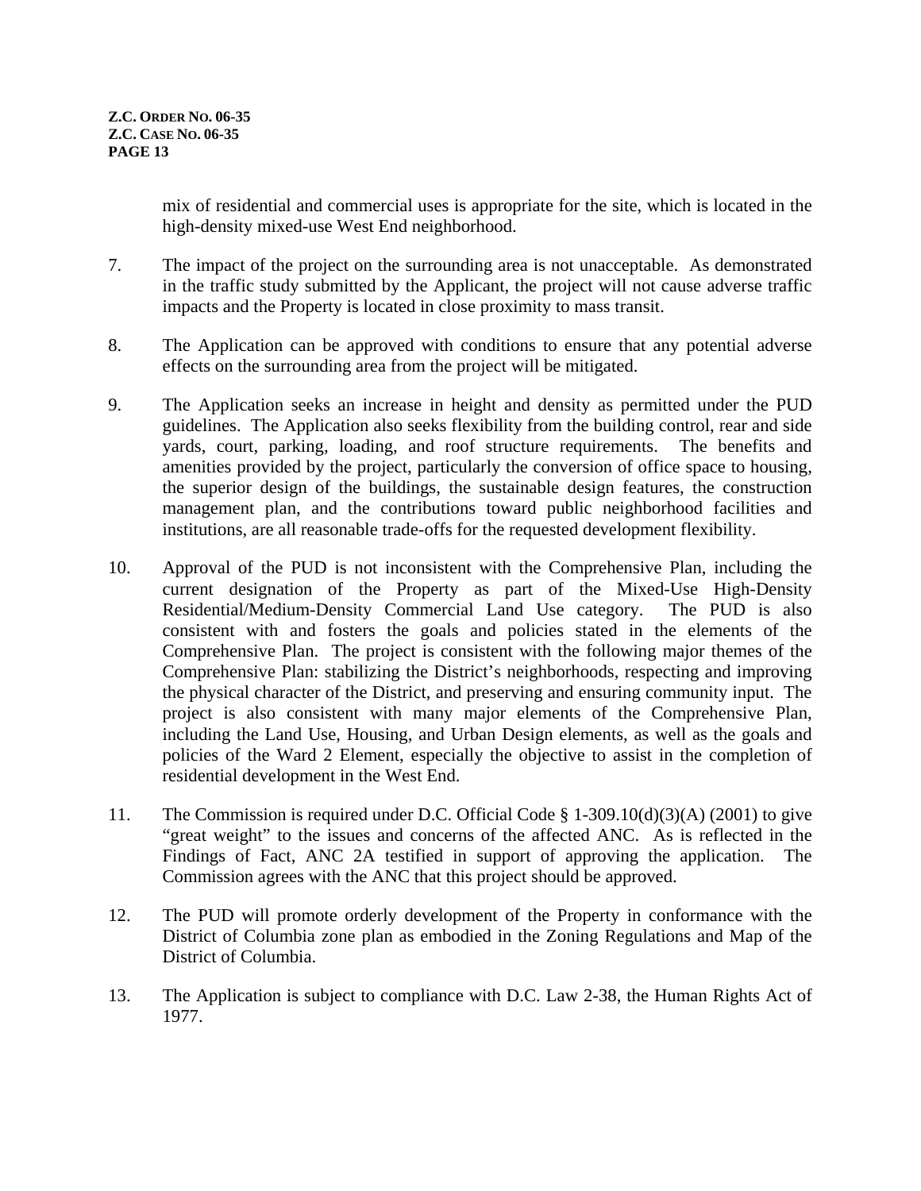mix of residential and commercial uses is appropriate for the site, which is located in the high-density mixed-use West End neighborhood.

7. The impact of the project on the surrounding area is not unacceptable. As demonstrated in the traffic study submitted by the Applicant, the project will not cause adverse traffic impacts and the Property is located in close proximity to mass transit.

8. The Application can be approved with conditions to ensure that any potential adverse effects on the surrounding area from the project will be mitigated.

9. The Application seeks an increase in height and density as permitted under the PUD guidelines. The Application also seeks flexibility from the building control, rear and side yards, court, parking, loading, and roof structure requirements. The benefits and amenities provided by the project, particularly the conversion of office space to housing, the superior design of the buildings, the sustainable design features, the construction management plan, and the contributions toward public neighborhood facilities and institutions, are all reasonable trade-offs for the requested development flexibility.

10. Approval of the PUD is not inconsistent with the Comprehensive Plan, including the current designation of the Property as part of the Mixed-Use High-Density Residential/Medium-Density Commercial Land Use category. The PUD is also consistent with and fosters the goals and policies stated in the elements of the Comprehensive Plan. The project is consistent with the following major themes of the Comprehensive Plan: stabilizing the District's neighborhoods, respecting and improving the physical character of the District, and preserving and ensuring community input. The project is also consistent with many major elements of the Comprehensive Plan, including the Land Use, Housing, and Urban Design elements, as well as the goals and policies of the Ward 2 Element, especially the objective to assist in the completion of residential development in the West End.

11. The Commission is required under D.C. Official Code § 1-309.10(d)(3)(A) (2001) to give "great weight" to the issues and concerns of the affected ANC. As is reflected in the Findings of Fact, ANC 2A testified in support of approving the application. The Commission agrees with the ANC that this project should be approved.

12. The PUD will promote orderly development of the Property in conformance with the District of Columbia zone plan as embodied in the Zoning Regulations and Map of the District of Columbia.

13. The Application is subject to compliance with D.C. Law 2-38, the Human Rights Act of 1977.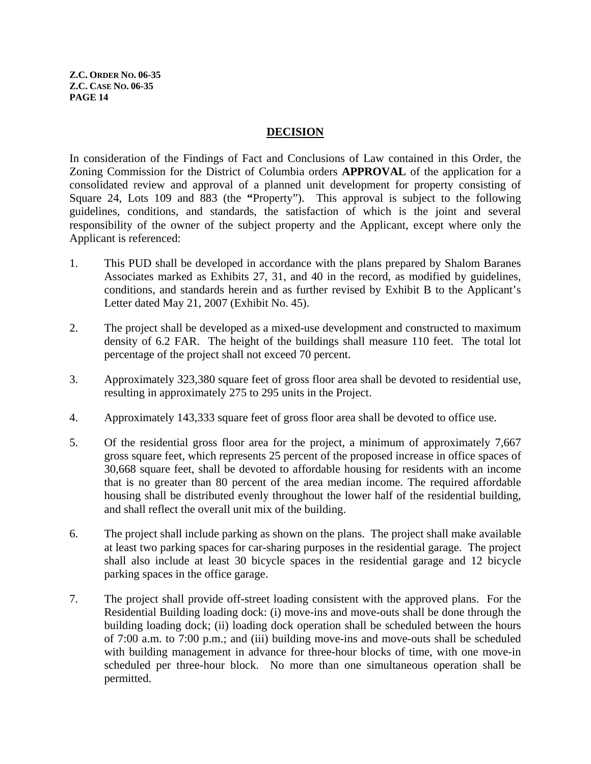## DECISION

In consideration of the Findings of Fact and Conclusions of Law contained in this Order, the Zoning Commission for the District of Columbia orders **APPROVAL** of the application for a consolidated review and approval of a planned unit development for property consisting of Square 24, Lots 109 and 883 (the **"**Property"). This approval is subject to the following guidelines, conditions, and standards, the satisfaction of which is the joint and several responsibility of the owner of the subject property and the Applicant, except where only the Applicant is referenced:

1. This PUD shall be developed in accordance with the plans prepared by Shalom Baranes Associates marked as Exhibits 27, 31, and 40 in the record, as modified by guidelines, conditions, and standards herein and as further revised by Exhibit B to the Applicant's Letter dated May 21, 2007 (Exhibit No. 45).

2. The project shall be developed as a mixed-use development and constructed to maximum density of 6.2 FAR. The height of the buildings shall measure 110 feet. The total lot percentage of the project shall not exceed 70 percent.

3. Approximately 323,380 square feet of gross floor area shall be devoted to residential use, resulting in approximately 275 to 295 units in the Project.

4. Approximately 143,333 square feet of gross floor area shall be devoted to office use.

5. Of the residential gross floor area for the project, a minimum of approximately 7,667 gross square feet, which represents 25 percent of the proposed increase in office spaces of 30,668 square feet, shall be devoted to affordable housing for residents with an income that is no greater than 80 percent of the area median income. The required affordable housing shall be distributed evenly throughout the lower half of the residential building, and shall reflect the overall unit mix of the building.

6. The project shall include parking as shown on the plans. The project shall make available at least two parking spaces for car-sharing purposes in the residential garage. The project shall also include at least 30 bicycle spaces in the residential garage and 12 bicycle parking spaces in the office garage.

7. The project shall provide off-street loading consistent with the approved plans. For the Residential Building loading dock: (i) move-ins and move-outs shall be done through the building loading dock; (ii) loading dock operation shall be scheduled between the hours of 7:00 a.m. to 7:00 p.m.; and (iii) building move-ins and move-outs shall be scheduled with building management in advance for three-hour blocks of time, with one move-in scheduled per three-hour block. No more than one simultaneous operation shall be permitted.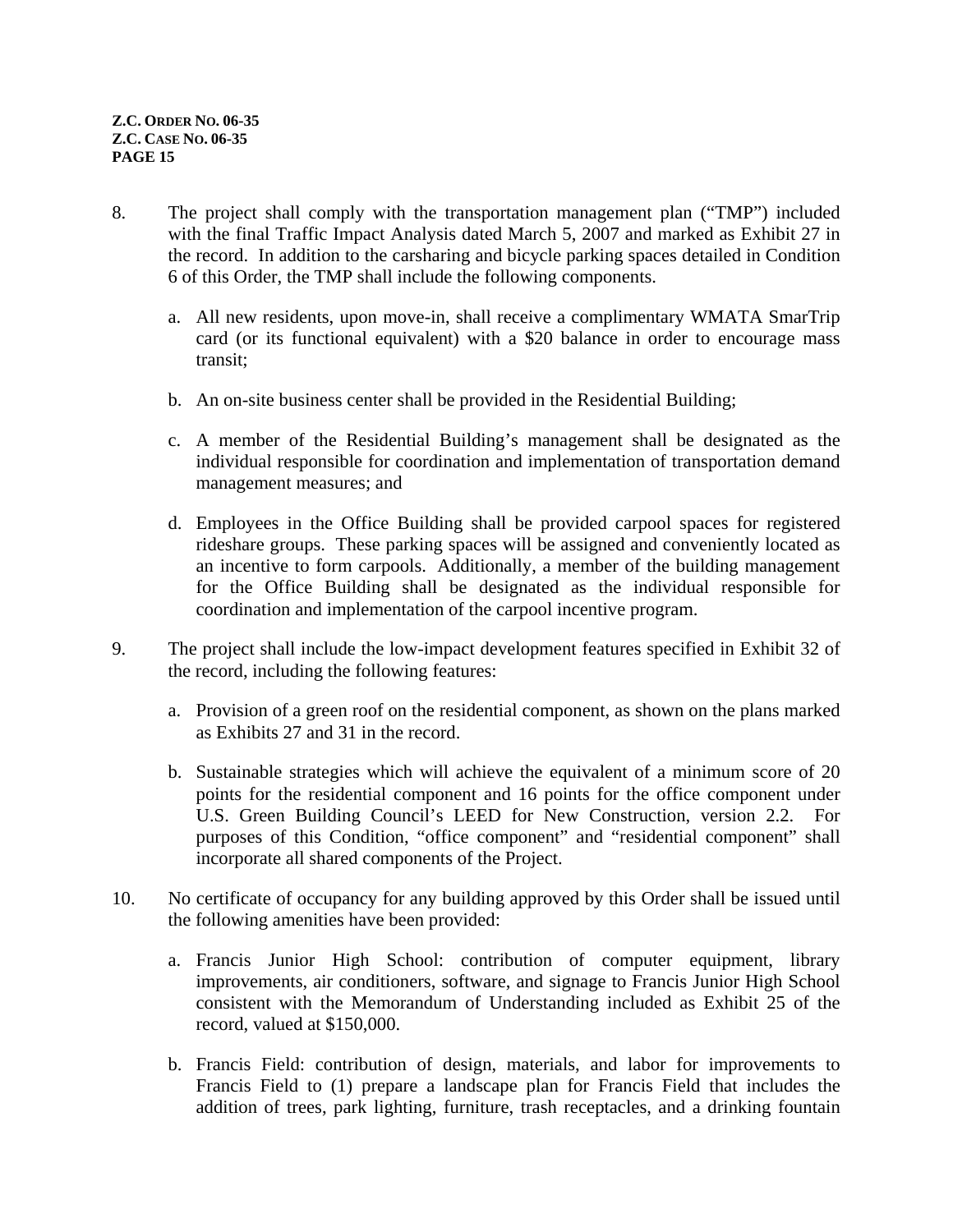8. The project shall comply with the transportation management plan ("TMP") included with the final Traffic Impact Analysis dated March 5, 2007 and marked as Exhibit 27 in the record. In addition to the carsharing and bicycle parking spaces detailed in Condition 6 of this Order, the TMP shall include the following components.

   a. All new residents, upon move-in, shall receive a complimentary WMATA SmarTrip card (or its functional equivalent) with a $20 balance in order to encourage mass transit;

   b. An on-site business center shall be provided in the Residential Building;

   c. A member of the Residential Building's management shall be designated as the individual responsible for coordination and implementation of transportation demand management measures; and

   d. Employees in the Office Building shall be provided carpool spaces for registered rideshare groups. These parking spaces will be assigned and conveniently located as an incentive to form carpools. Additionally, a member of the building management for the Office Building shall be designated as the individual responsible for coordination and implementation of the carpool incentive program.

9. The project shall include the low-impact development features specified in Exhibit 32 of the record, including the following features:

   a. Provision of a green roof on the residential component, as shown on the plans marked as Exhibits 27 and 31 in the record.

   b. Sustainable strategies which will achieve the equivalent of a minimum score of 20 points for the residential component and 16 points for the office component under U.S. Green Building Council's LEED for New Construction, version 2.2. For purposes of this Condition, "office component" and "residential component" shall incorporate all shared components of the Project.

10. No certificate of occupancy for any building approved by this Order shall be issued until the following amenities have been provided:

    a. Francis Junior High School: contribution of computer equipment, library improvements, air conditioners, software, and signage to Francis Junior High School consistent with the Memorandum of Understanding included as Exhibit 25 of the record, valued at $150,000.

    b. Francis Field: contribution of design, materials, and labor for improvements to Francis Field to (1) prepare a landscape plan for Francis Field that includes the addition of trees, park lighting, furniture, trash receptacles, and a drinking fountain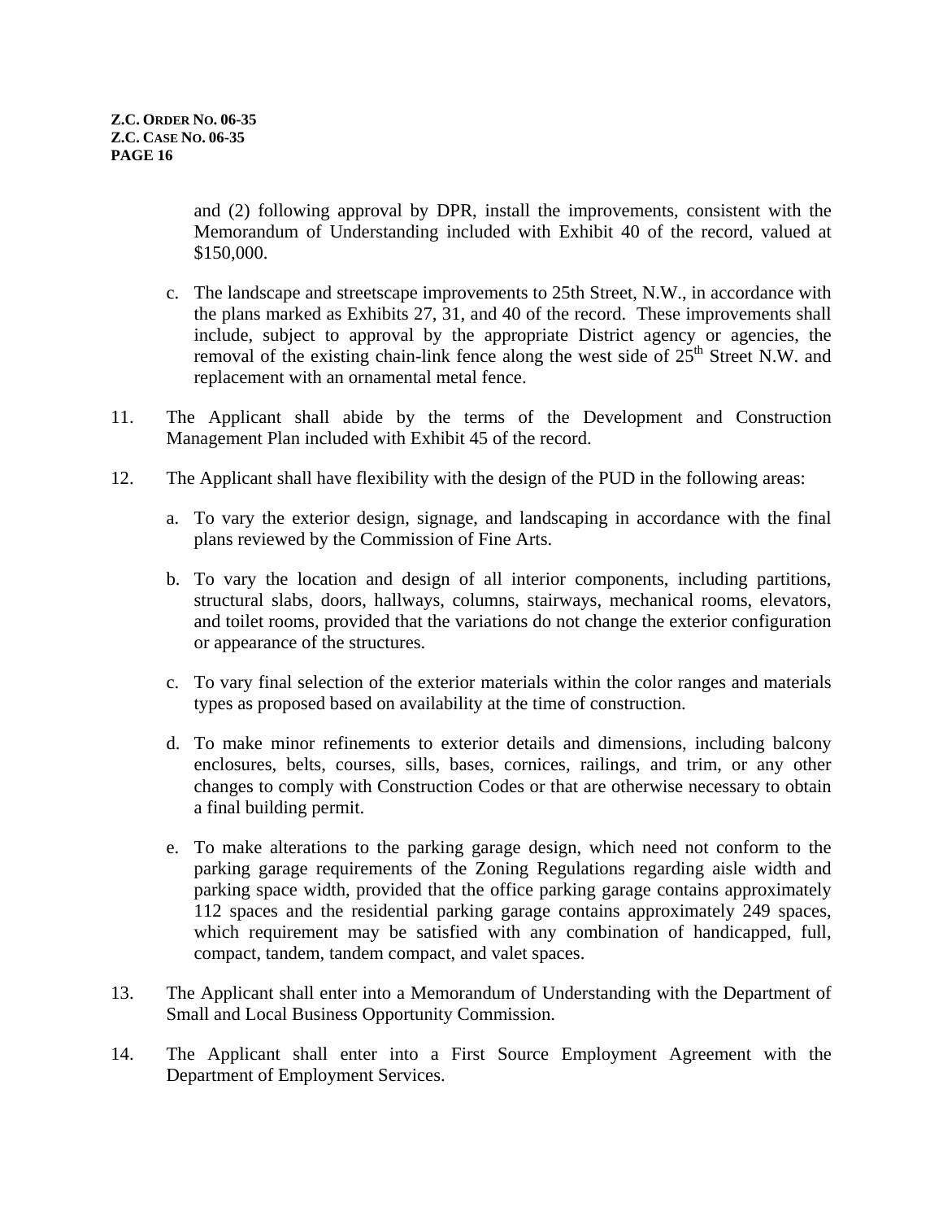and (2) following approval by DPR, install the improvements, consistent with the Memorandum of Understanding included with Exhibit 40 of the record, valued at $150,000.

c. The landscape and streetscape improvements to 25th Street, N.W., in accordance with the plans marked as Exhibits 27, 31, and 40 of the record. These improvements shall include, subject to approval by the appropriate District agency or agencies, the removal of the existing chain-link fence along the west side of 25th Street N.W. and replacement with an ornamental metal fence.

11. The Applicant shall abide by the terms of the Development and Construction Management Plan included with Exhibit 45 of the record.

12. The Applicant shall have flexibility with the design of the PUD in the following areas:

a. To vary the exterior design, signage, and landscaping in accordance with the final plans reviewed by the Commission of Fine Arts.

b. To vary the location and design of all interior components, including partitions, structural slabs, doors, hallways, columns, stairways, mechanical rooms, elevators, and toilet rooms, provided that the variations do not change the exterior configuration or appearance of the structures.

c. To vary final selection of the exterior materials within the color ranges and materials types as proposed based on availability at the time of construction.

d. To make minor refinements to exterior details and dimensions, including balcony enclosures, belts, courses, sills, bases, cornices, railings, and trim, or any other changes to comply with Construction Codes or that are otherwise necessary to obtain a final building permit.

e. To make alterations to the parking garage design, which need not conform to the parking garage requirements of the Zoning Regulations regarding aisle width and parking space width, provided that the office parking garage contains approximately 112 spaces and the residential parking garage contains approximately 249 spaces, which requirement may be satisfied with any combination of handicapped, full, compact, tandem, tandem compact, and valet spaces.

13. The Applicant shall enter into a Memorandum of Understanding with the Department of Small and Local Business Opportunity Commission.

14. The Applicant shall enter into a First Source Employment Agreement with the Department of Employment Services.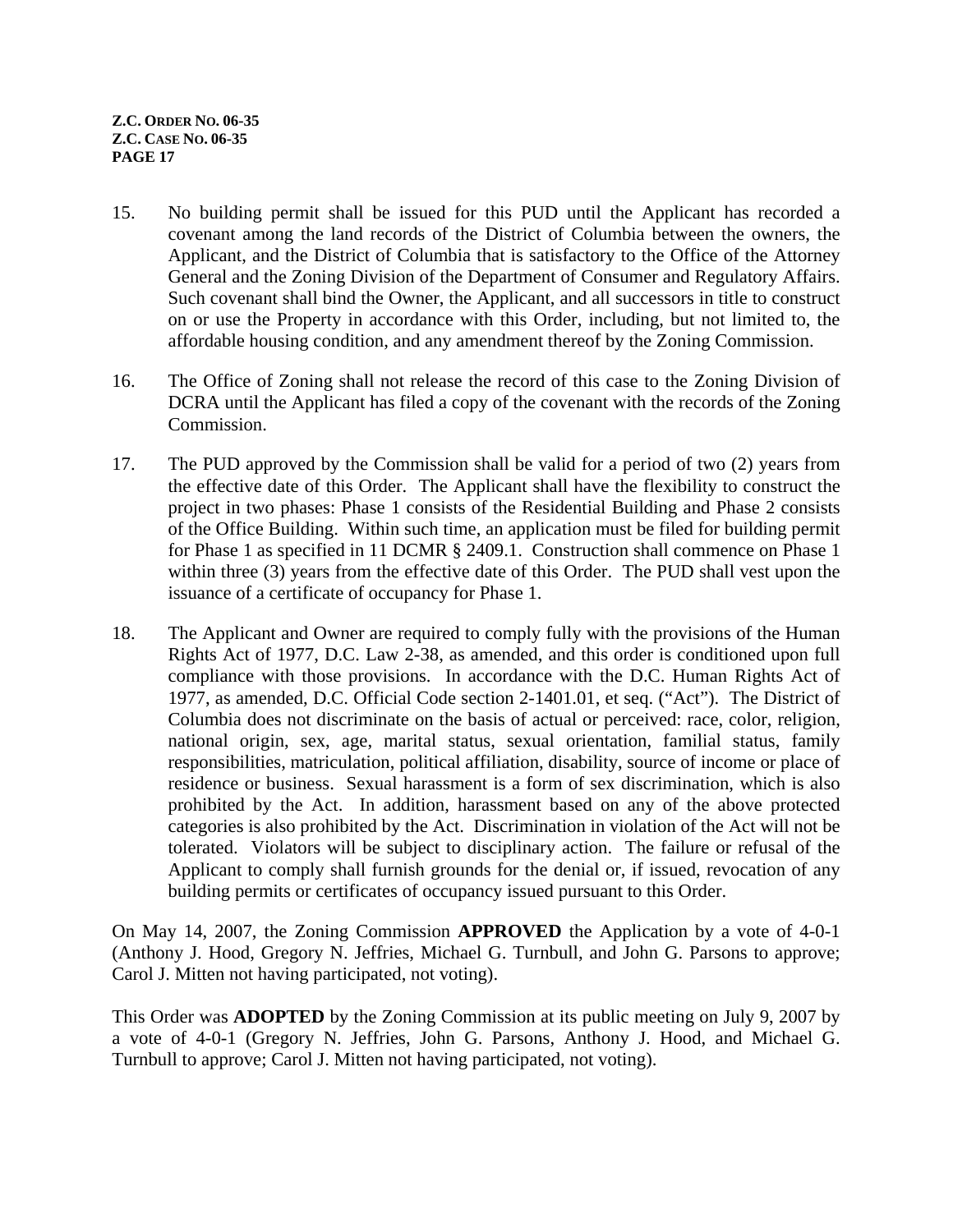15. No building permit shall be issued for this PUD until the Applicant has recorded a covenant among the land records of the District of Columbia between the owners, the Applicant, and the District of Columbia that is satisfactory to the Office of the Attorney General and the Zoning Division of the Department of Consumer and Regulatory Affairs. Such covenant shall bind the Owner, the Applicant, and all successors in title to construct on or use the Property in accordance with this Order, including, but not limited to, the affordable housing condition, and any amendment thereof by the Zoning Commission.

16. The Office of Zoning shall not release the record of this case to the Zoning Division of DCRA until the Applicant has filed a copy of the covenant with the records of the Zoning Commission.

17. The PUD approved by the Commission shall be valid for a period of two (2) years from the effective date of this Order. The Applicant shall have the flexibility to construct the project in two phases: Phase 1 consists of the Residential Building and Phase 2 consists of the Office Building. Within such time, an application must be filed for building permit for Phase 1 as specified in 11 DCMR § 2409.1. Construction shall commence on Phase 1 within three (3) years from the effective date of this Order. The PUD shall vest upon the issuance of a certificate of occupancy for Phase 1.

18. The Applicant and Owner are required to comply fully with the provisions of the Human Rights Act of 1977, D.C. Law 2-38, as amended, and this order is conditioned upon full compliance with those provisions. In accordance with the D.C. Human Rights Act of 1977, as amended, D.C. Official Code section 2-1401.01, et seq. ("Act"). The District of Columbia does not discriminate on the basis of actual or perceived: race, color, religion, national origin, sex, age, marital status, sexual orientation, familial status, family responsibilities, matriculation, political affiliation, disability, source of income or place of residence or business. Sexual harassment is a form of sex discrimination, which is also prohibited by the Act. In addition, harassment based on any of the above protected categories is also prohibited by the Act. Discrimination in violation of the Act will not be tolerated. Violators will be subject to disciplinary action. The failure or refusal of the Applicant to comply shall furnish grounds for the denial or, if issued, revocation of any building permits or certificates of occupancy issued pursuant to this Order.

On May 14, 2007, the Zoning Commission **APPROVED** the Application by a vote of 4-0-1 (Anthony J. Hood, Gregory N. Jeffries, Michael G. Turnbull, and John G. Parsons to approve; Carol J. Mitten not having participated, not voting).

This Order was **ADOPTED** by the Zoning Commission at its public meeting on July 9, 2007 by a vote of 4-0-1 (Gregory N. Jeffries, John G. Parsons, Anthony J. Hood, and Michael G. Turnbull to approve; Carol J. Mitten not having participated, not voting).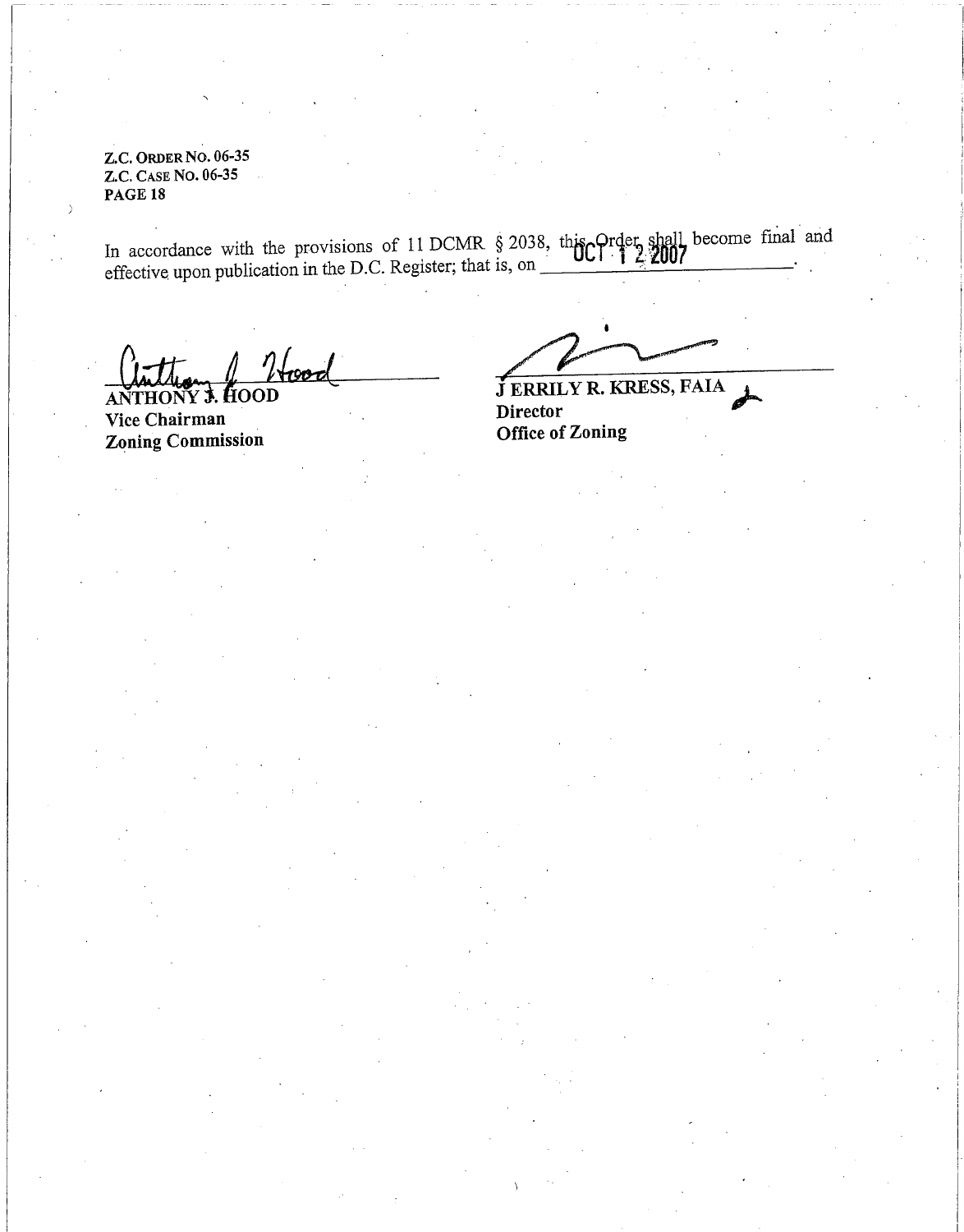**Z.C. ORDER NO. 06-35**
**Z.C. CASE NO. 06-35**
**PAGE 18**

In accordance with the provisions of 11 DCMR § 2038, this Order shall become final and effective upon publication in the D.C. Register; that is, on OCT 12 2007.

**ANTHONY J. HOOD**
**Vice Chairman**
**Zoning Commission**

**JERRILY R. KRESS, FAIA**
**Director**
**Office of Zoning**